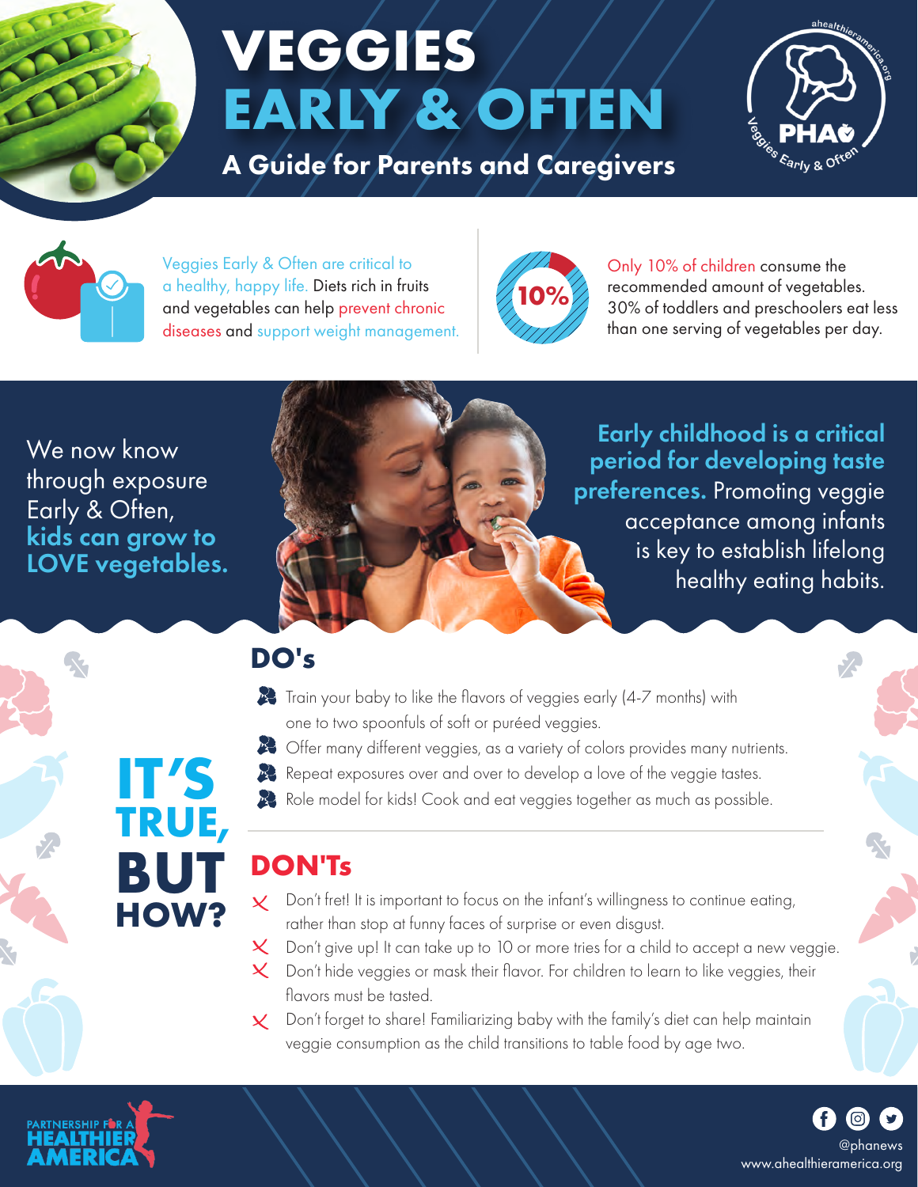# VEGGIES EARLY & OFTEN

## A Guide for Parents and Caregivers

PHA — Veggies Early & Often — ahealthieramerica.org

Veggies Early & Often are critical to a healthy, happy life. Diets rich in fruits and vegetables can help prevent chronic diseases and support weight management.

10%

Only 10% of children consume the recommended amount of vegetables. 30% of toddlers and preschoolers eat less than one serving of vegetables per day.

We now know through exposure Early & Often, **kids can grow to LOVE vegetables.**

**Early childhood is a critical period for developing taste preferences.** Promoting veggie acceptance among infants is key to establish lifelong healthy eating habits.

## IT'S TRUE, BUT HOW?

## DO's

- Train your baby to like the flavors of veggies early (4-7 months) with one to two spoonfuls of soft or puréed veggies.
- Offer many different veggies, as a variety of colors provides many nutrients.
- Repeat exposures over and over to develop a love of the veggie tastes.
- Role model for kids! Cook and eat veggies together as much as possible.

## DON'Ts

- Don't fret! It is important to focus on the infant's willingness to continue eating, rather than stop at funny faces of surprise or even disgust.
- Don't give up! It can take up to 10 or more tries for a child to accept a new veggie.
- Don't hide veggies or mask their flavor. For children to learn to like veggies, their flavors must be tasted.
- Don't forget to share! Familiarizing baby with the family's diet can help maintain veggie consumption as the child transitions to table food by age two.

PARTNERSHIP FOR A HEALTHIER AMERICA

@phanews
www.ahealthieramerica.org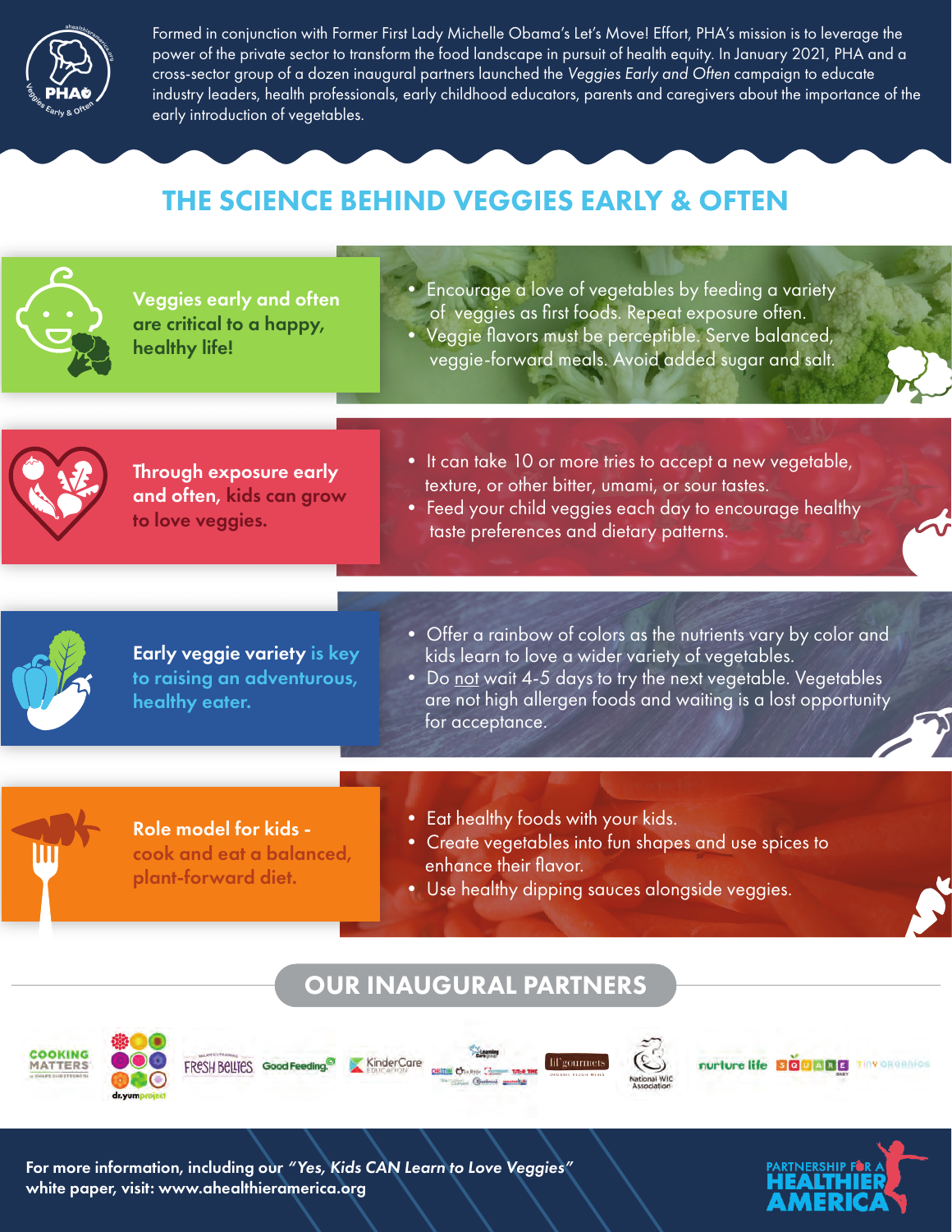Formed in conjunction with Former First Lady Michelle Obama's Let's Move! Effort, PHA's mission is to leverage the power of the private sector to transform the food landscape in pursuit of health equity. In January 2021, PHA and a cross-sector group of a dozen inaugural partners launched the *Veggies Early and Often* campaign to educate industry leaders, health professionals, early childhood educators, parents and caregivers about the importance of the early introduction of vegetables.

# THE SCIENCE BEHIND VEGGIES EARLY & OFTEN

**Veggies early and often are critical to a happy, healthy life!**

- Encourage a love of vegetables by feeding a variety of veggies as first foods. Repeat exposure often.
- Veggie flavors must be perceptible. Serve balanced, veggie-forward meals. Avoid added sugar and salt.

**Through exposure early and often, kids can grow to love veggies.**

- It can take 10 or more tries to accept a new vegetable, texture, or other bitter, umami, or sour tastes.
- Feed your child veggies each day to encourage healthy taste preferences and dietary patterns.

**Early veggie variety is key to raising an adventurous, healthy eater.**

- Offer a rainbow of colors as the nutrients vary by color and kids learn to love a wider variety of vegetables.
- Do not wait 4-5 days to try the next vegetable. Vegetables are not high allergen foods and waiting is a lost opportunity for acceptance.

**Role model for kids - cook and eat a balanced, plant-forward diet.**

- Eat healthy foods with your kids.
- Create vegetables into fun shapes and use spices to enhance their flavor.
- Use healthy dipping sauces alongside veggies.

## OUR INAUGURAL PARTNERS

Cooking Matters · dr.yum project · Fresh Bellies · Good Feeding · KinderCare Education · Learning Care Group · lil'gourmets · National WIC Association · nurture life · Square Baby · Tiny Organics

For more information, including our *"Yes, Kids CAN Learn to Love Veggies"* white paper, visit: www.ahealthieramerica.org

PARTNERSHIP FOR A HEALTHIER AMERICA